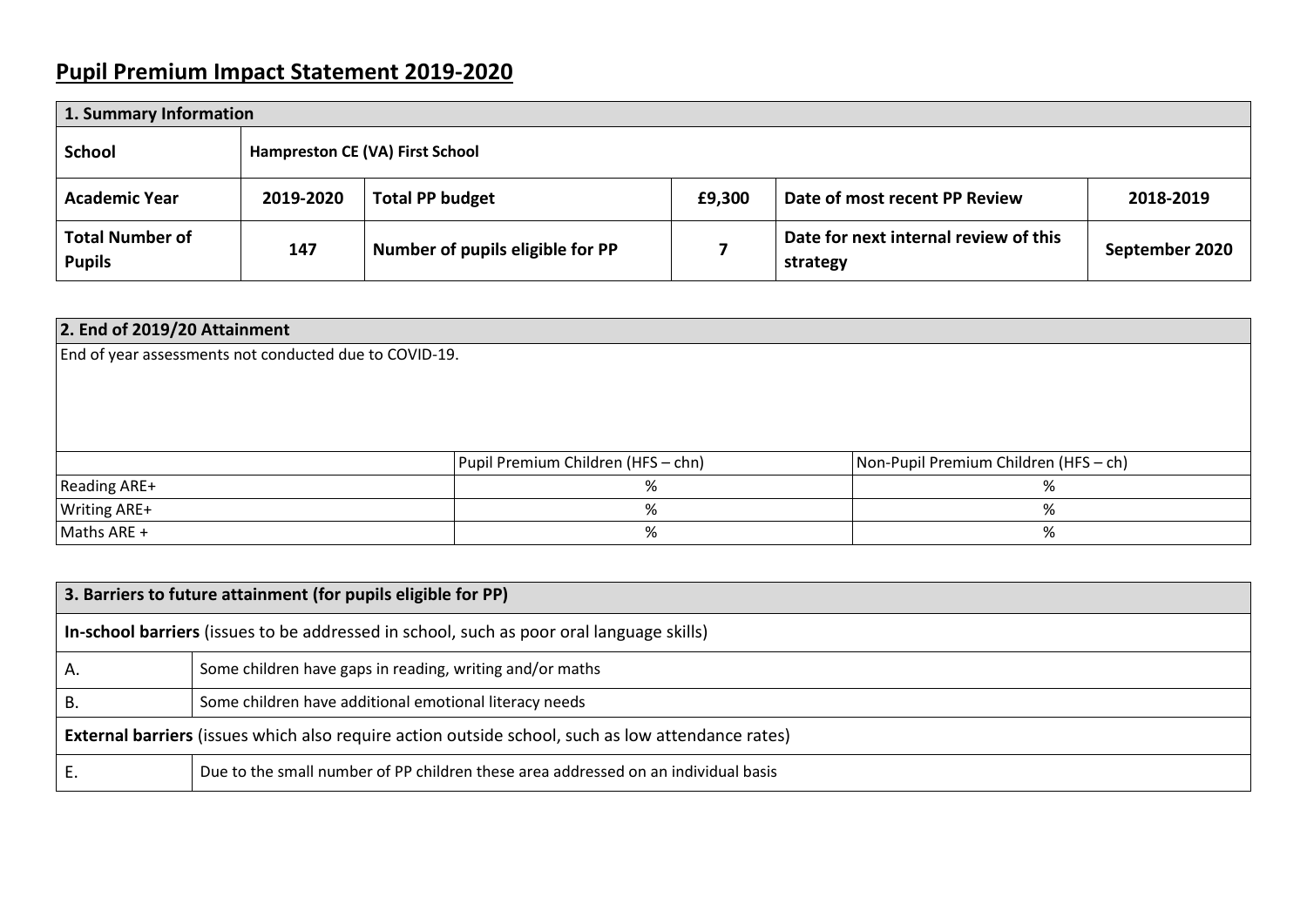# Pupil Premium Impact Statement 2019-2020

| 1. Summary Information | | | | | |
|---|---|---|---|---|---|
| **School** | **Hampreston CE (VA) First School** | | | | |
| **Academic Year** | **2019-2020** | **Total PP budget** | **£9,300** | **Date of most recent PP Review** | **2018-2019** |
| **Total Number of Pupils** | **147** | **Number of pupils eligible for PP** | **7** | **Date for next internal review of this strategy** | **September 2020** |

| 2. End of 2019/20 Attainment | | |
|---|---|---|
| End of year assessments not conducted due to COVID-19. | | |
| | Pupil Premium Children (HFS – chn) | Non-Pupil Premium Children (HFS – ch) |
| Reading ARE+ | % | % |
| Writing ARE+ | % | % |
| Maths ARE + | % | % |

| 3. Barriers to future attainment (for pupils eligible for PP) | |
|---|---|
| **In-school barriers** (issues to be addressed in school, such as poor oral language skills) | |
| A. | Some children have gaps in reading, writing and/or maths |
| B. | Some children have additional emotional literacy needs |
| **External barriers** (issues which also require action outside school, such as low attendance rates) | |
| E. | Due to the small number of PP children these area addressed on an individual basis |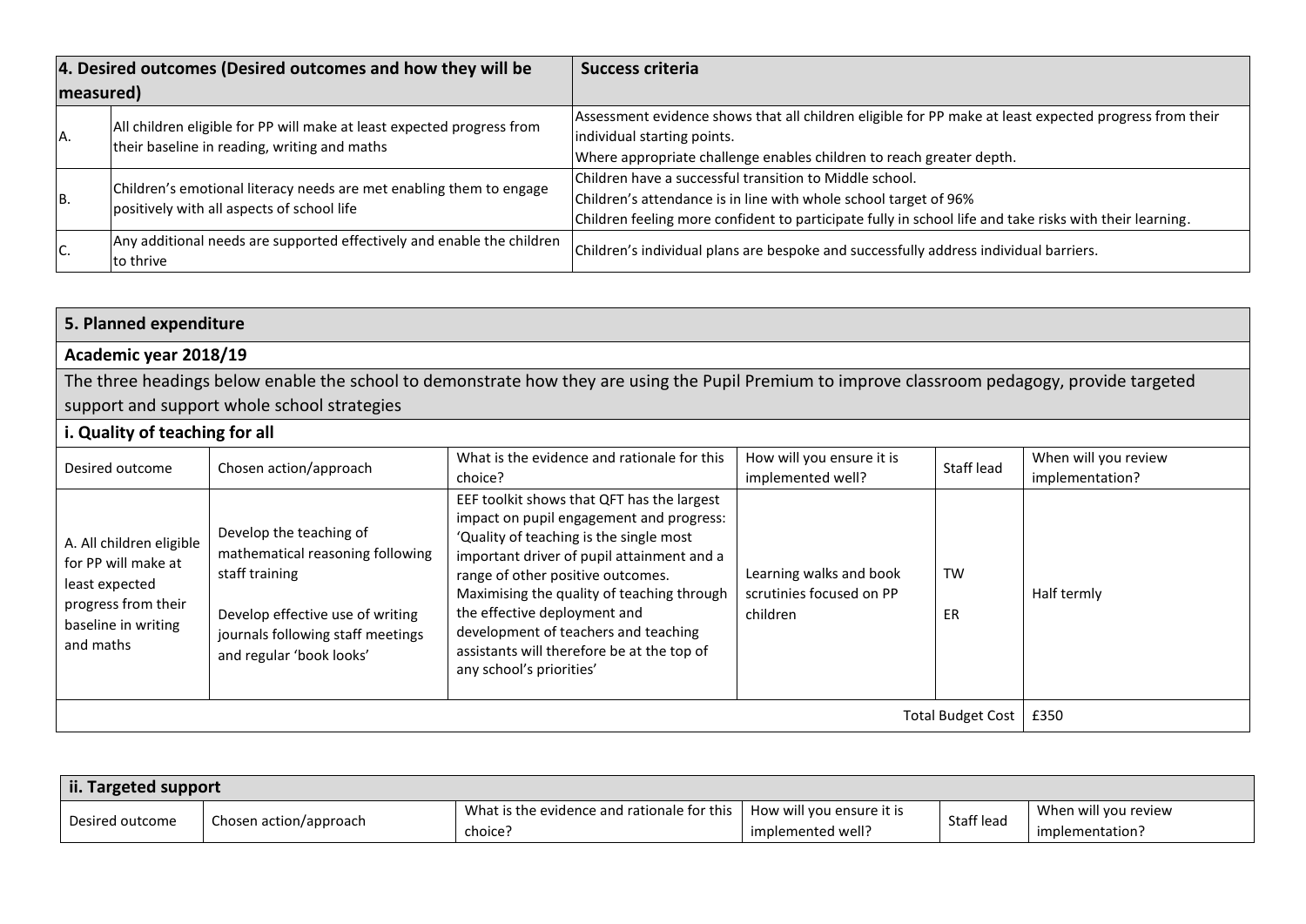| 4. Desired outcomes (Desired outcomes and how they will be measured) | | Success criteria |
|---|---|---|
| A. | All children eligible for PP will make at least expected progress from their baseline in reading, writing and maths | Assessment evidence shows that all children eligible for PP make at least expected progress from their individual starting points.<br>Where appropriate challenge enables children to reach greater depth. |
| B. | Children's emotional literacy needs are met enabling them to engage positively with all aspects of school life | Children have a successful transition to Middle school.<br>Children's attendance is in line with whole school target of 96%<br>Children feeling more confident to participate fully in school life and take risks with their learning. |
| C. | Any additional needs are supported effectively and enable the children to thrive | Children's individual plans are bespoke and successfully address individual barriers. |

## 5. Planned expenditure

**Academic year 2018/19**

The three headings below enable the school to demonstrate how they are using the Pupil Premium to improve classroom pedagogy, provide targeted support and support whole school strategies

### i. Quality of teaching for all

| Desired outcome | Chosen action/approach | What is the evidence and rationale for this choice? | How will you ensure it is implemented well? | Staff lead | When will you review implementation? |
|---|---|---|---|---|---|
| A. All children eligible for PP will make at least expected progress from their baseline in writing and maths | Develop the teaching of mathematical reasoning following staff training<br><br>Develop effective use of writing journals following staff meetings and regular 'book looks' | EEF toolkit shows that QFT has the largest impact on pupil engagement and progress: 'Quality of teaching is the single most important driver of pupil attainment and a range of other positive outcomes. Maximising the quality of teaching through the effective deployment and development of teachers and teaching assistants will therefore be at the top of any school's priorities' | Learning walks and book scrutinies focused on PP children | TW<br><br>ER | Half termly |
| | | | | Total Budget Cost | £350 |

### ii. Targeted support

| Desired outcome | Chosen action/approach | What is the evidence and rationale for this choice? | How will you ensure it is implemented well? | Staff lead | When will you review implementation? |
|---|---|---|---|---|---|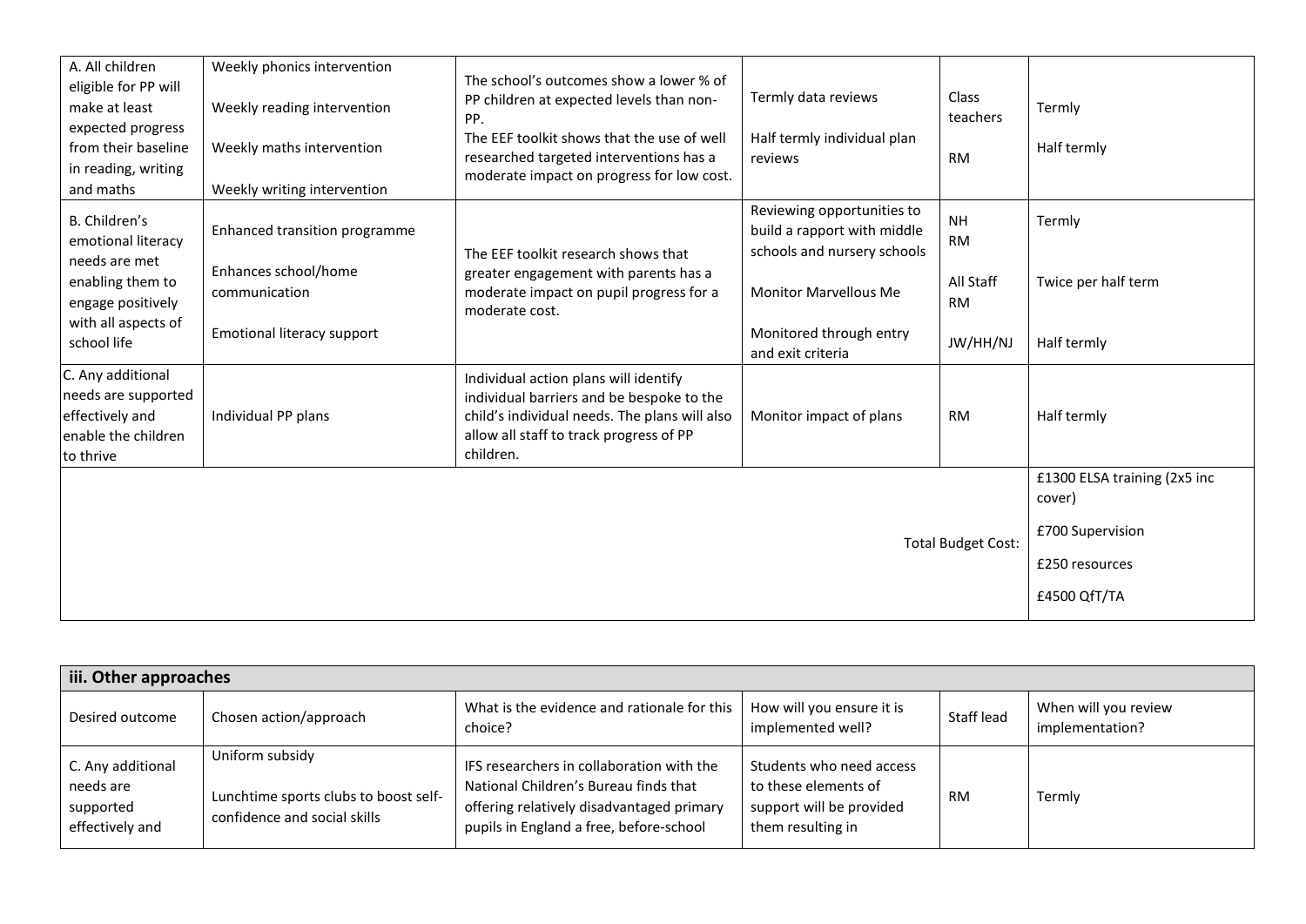| | | | | | |
|---|---|---|---|---|---|
| A. All children eligible for PP will make at least expected progress from their baseline in reading, writing and maths | Weekly phonics intervention<br><br>Weekly reading intervention<br><br>Weekly maths intervention<br><br>Weekly writing intervention | The school's outcomes show a lower % of PP children at expected levels than non-PP.<br>The EEF toolkit shows that the use of well researched targeted interventions has a moderate impact on progress for low cost. | Termly data reviews<br><br>Half termly individual plan reviews | Class teachers<br><br>RM | Termly<br><br>Half termly |
| B. Children's emotional literacy needs are met enabling them to engage positively with all aspects of school life | Enhanced transition programme<br><br>Enhances school/home communication<br><br>Emotional literacy support | The EEF toolkit research shows that greater engagement with parents has a moderate impact on pupil progress for a moderate cost. | Reviewing opportunities to build a rapport with middle schools and nursery schools<br><br>Monitor Marvellous Me<br><br>Monitored through entry and exit criteria | NH<br>RM<br><br>All Staff<br>RM<br><br>JW/HH/NJ | Termly<br><br>Twice per half term<br><br>Half termly |
| C. Any additional needs are supported effectively and enable the children to thrive | Individual PP plans | Individual action plans will identify individual barriers and be bespoke to the child's individual needs. The plans will also allow all staff to track progress of PP children. | Monitor impact of plans | RM | Half termly |
| | | | | Total Budget Cost: | £1300 ELSA training (2x5 inc cover)<br><br>£700 Supervision<br><br>£250 resources<br><br>£4500 QfT/TA |

| iii. Other approaches | | | | | |
|---|---|---|---|---|---|
| Desired outcome | Chosen action/approach | What is the evidence and rationale for this choice? | How will you ensure it is implemented well? | Staff lead | When will you review implementation? |
| C. Any additional needs are supported effectively and | Uniform subsidy<br><br>Lunchtime sports clubs to boost self-confidence and social skills | IFS researchers in collaboration with the National Children's Bureau finds that offering relatively disadvantaged primary pupils in England a free, before-school | Students who need access to these elements of support will be provided them resulting in | RM | Termly |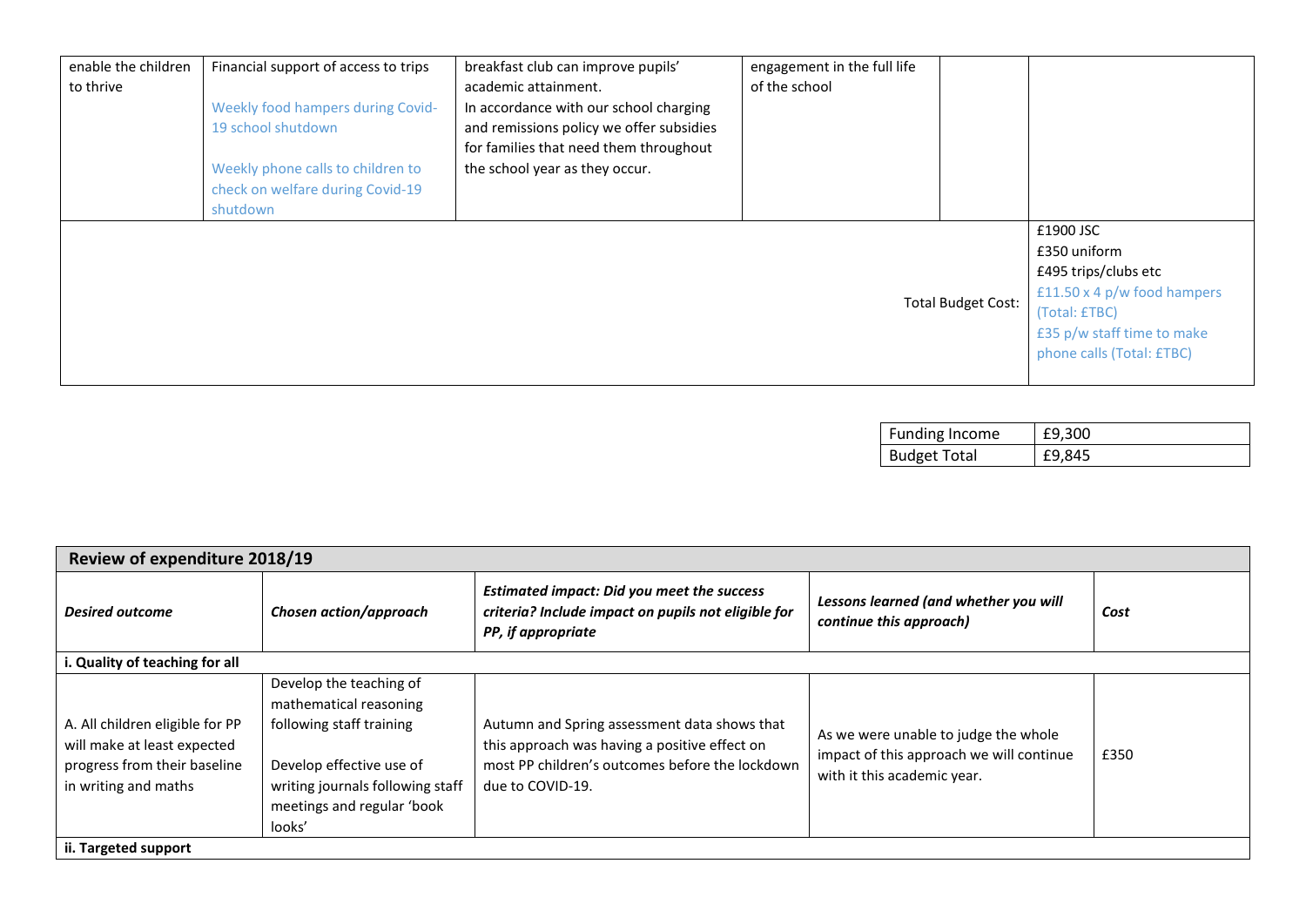| | | | | | |
|---|---|---|---|---|---|
| enable the children to thrive | Financial support of access to trips<br><br>Weekly food hampers during Covid-19 school shutdown<br><br>Weekly phone calls to children to check on welfare during Covid-19 shutdown | breakfast club can improve pupils' academic attainment.<br>In accordance with our school charging and remissions policy we offer subsidies for families that need them throughout the school year as they occur. | engagement in the full life of the school | | |
| | | | | Total Budget Cost: | £1900 JSC<br>£350 uniform<br>£495 trips/clubs etc<br>£11.50 x 4 p/w food hampers (Total: £TBC)<br>£35 p/w staff time to make phone calls (Total: £TBC) |

| | |
|---|---|
| Funding Income | £9,300 |
| Budget Total | £9,845 |

| **Review of expenditure 2018/19** | | | | |
|---|---|---|---|---|
| ***Desired outcome*** | ***Chosen action/approach*** | ***Estimated impact: Did you meet the success criteria? Include impact on pupils not eligible for PP, if appropriate*** | ***Lessons learned (and whether you will continue this approach)*** | ***Cost*** |
| **i. Quality of teaching for all** | | | | |
| A. All children eligible for PP will make at least expected progress from their baseline in writing and maths | Develop the teaching of mathematical reasoning following staff training<br><br>Develop effective use of writing journals following staff meetings and regular 'book looks' | Autumn and Spring assessment data shows that this approach was having a positive effect on most PP children's outcomes before the lockdown due to COVID-19. | As we were unable to judge the whole impact of this approach we will continue with it this academic year. | £350 |
| **ii. Targeted support** | | | | |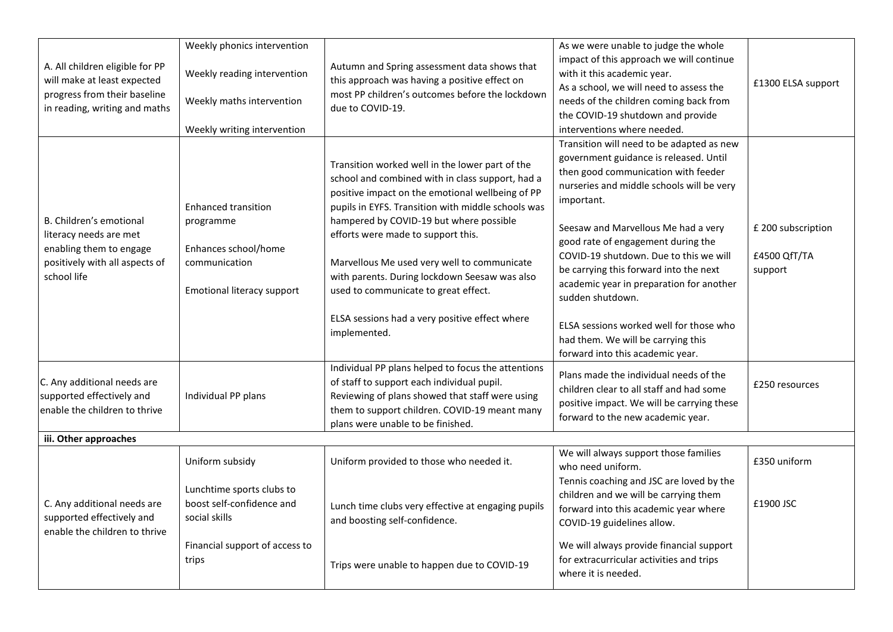| | | | | |
|---|---|---|---|---|
| A. All children eligible for PP will make at least expected progress from their baseline in reading, writing and maths | Weekly phonics intervention<br><br>Weekly reading intervention<br><br>Weekly maths intervention<br><br>Weekly writing intervention | Autumn and Spring assessment data shows that this approach was having a positive effect on most PP children's outcomes before the lockdown due to COVID-19. | As we were unable to judge the whole impact of this approach we will continue with it this academic year.<br>As a school, we will need to assess the needs of the children coming back from the COVID-19 shutdown and provide interventions where needed. | £1300 ELSA support |
| B. Children's emotional literacy needs are met enabling them to engage positively with all aspects of school life | Enhanced transition programme<br><br>Enhances school/home communication<br><br>Emotional literacy support | Transition worked well in the lower part of the school and combined with in class support, had a positive impact on the emotional wellbeing of PP pupils in EYFS. Transition with middle schools was hampered by COVID-19 but where possible efforts were made to support this.<br><br>Marvellous Me used very well to communicate with parents. During lockdown Seesaw was also used to communicate to great effect.<br><br>ELSA sessions had a very positive effect where implemented. | Transition will need to be adapted as new government guidance is released. Until then good communication with feeder nurseries and middle schools will be very important.<br><br>Seesaw and Marvellous Me had a very good rate of engagement during the COVID-19 shutdown. Due to this we will be carrying this forward into the next academic year in preparation for another sudden shutdown.<br><br>ELSA sessions worked well for those who had them. We will be carrying this forward into this academic year. | £ 200 subscription<br><br>£4500 QfT/TA support |
| C. Any additional needs are supported effectively and enable the children to thrive | Individual PP plans | Individual PP plans helped to focus the attentions of staff to support each individual pupil. Reviewing of plans showed that staff were using them to support children. COVID-19 meant many plans were unable to be finished. | Plans made the individual needs of the children clear to all staff and had some positive impact. We will be carrying these forward to the new academic year. | £250 resources |
| **iii. Other approaches** | | | | |
| C. Any additional needs are supported effectively and enable the children to thrive | Uniform subsidy<br><br>Lunchtime sports clubs to boost self-confidence and social skills<br><br>Financial support of access to trips | Uniform provided to those who needed it.<br><br>Lunch time clubs very effective at engaging pupils and boosting self-confidence.<br><br>Trips were unable to happen due to COVID-19 | We will always support those families who need uniform.<br>Tennis coaching and JSC are loved by the children and we will be carrying them forward into this academic year where COVID-19 guidelines allow.<br><br>We will always provide financial support for extracurricular activities and trips where it is needed. | £350 uniform<br><br>£1900 JSC |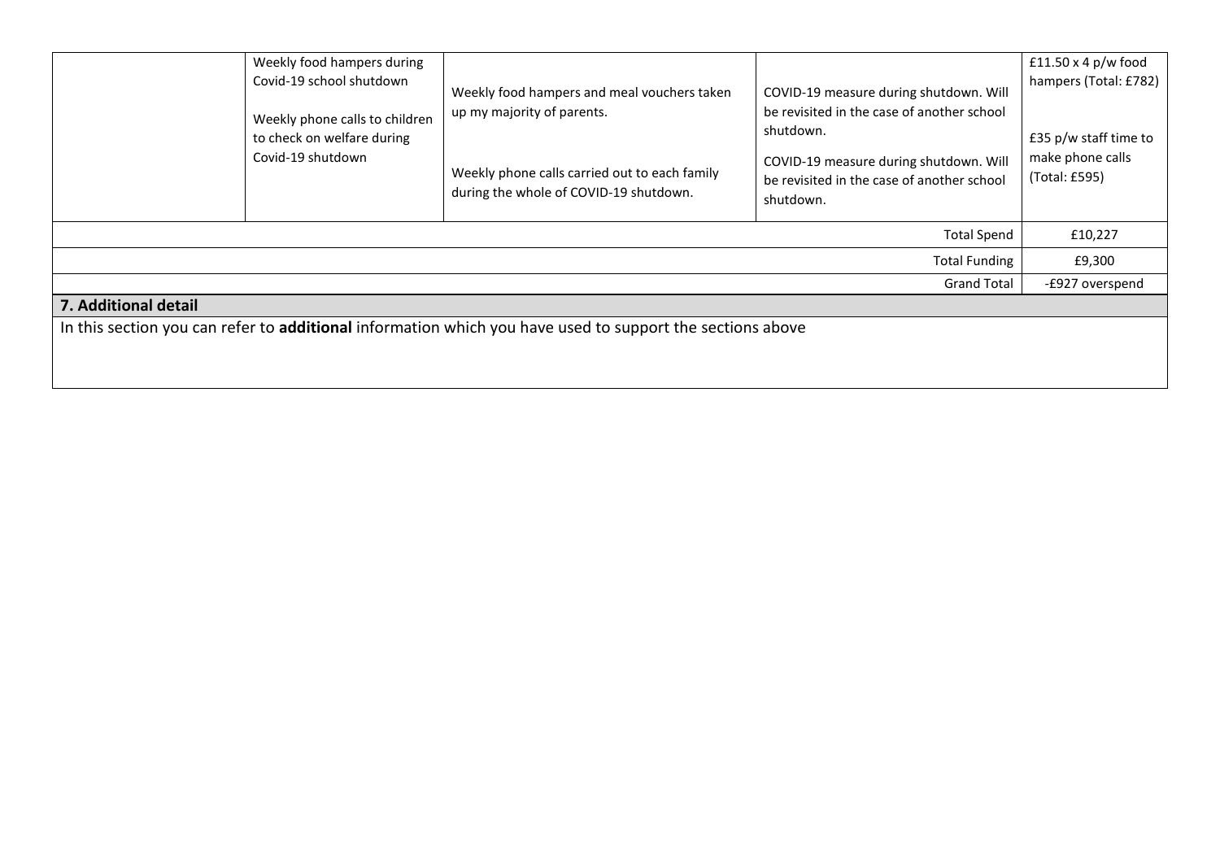| | | | | |
|---|---|---|---|---|
| | Weekly food hampers during Covid-19 school shutdown<br><br>Weekly phone calls to children to check on welfare during Covid-19 shutdown | Weekly food hampers and meal vouchers taken up my majority of parents.<br><br>Weekly phone calls carried out to each family during the whole of COVID-19 shutdown. | COVID-19 measure during shutdown. Will be revisited in the case of another school shutdown.<br><br>COVID-19 measure during shutdown. Will be revisited in the case of another school shutdown. | £11.50 x 4 p/w food hampers (Total: £782)<br><br>£35 p/w staff time to make phone calls (Total: £595) |
| | | | Total Spend | £10,227 |
| | | | Total Funding | £9,300 |
| | | | Grand Total | -£927 overspend |

## 7. Additional detail

In this section you can refer to **additional** information which you have used to support the sections above